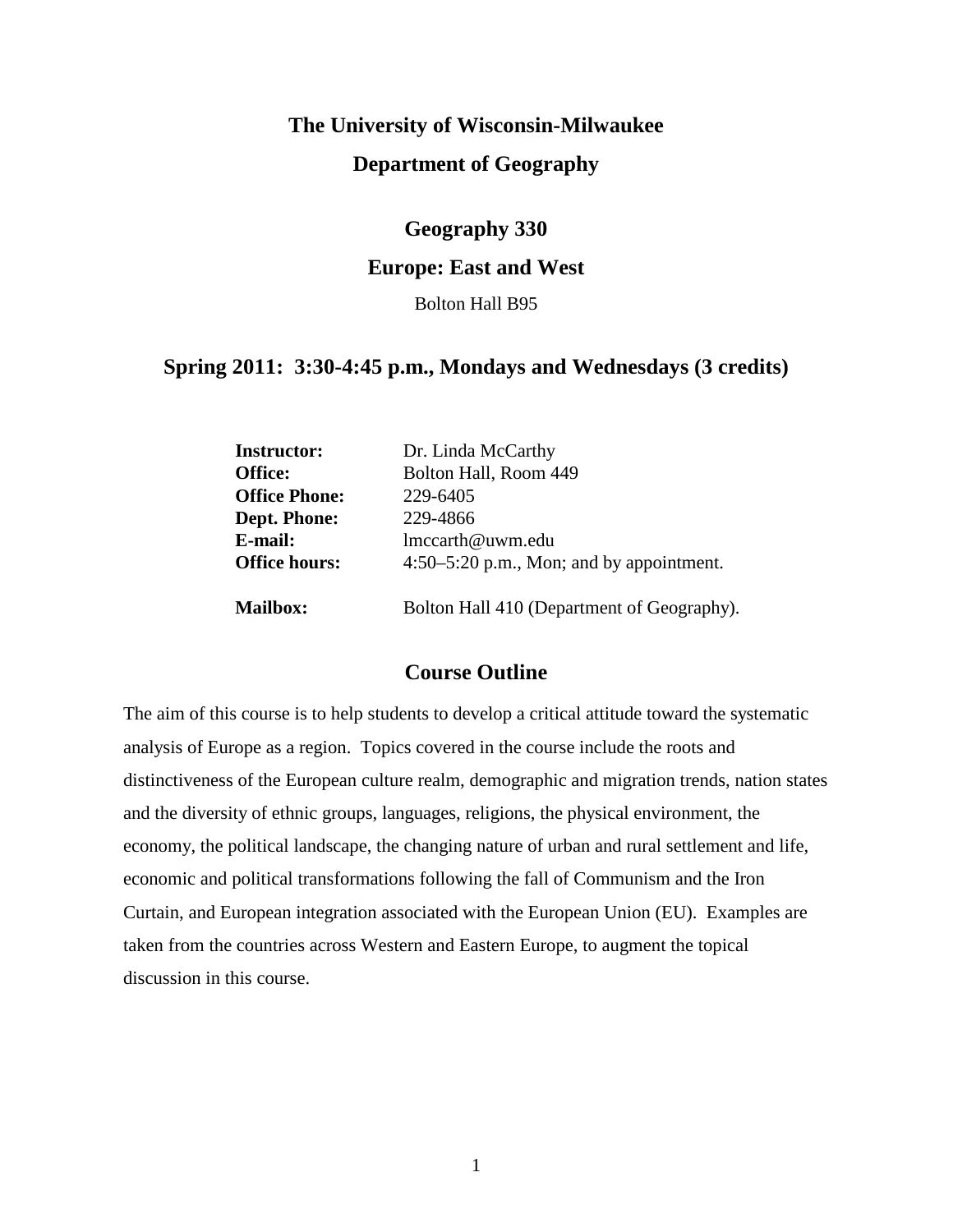# The University of Wisconsin-Milwaukee

## Department of Geography

### Geography 330

### Europe: East and West

Bolton Hall B95

### Spring 2011: 3:30-4:45 p.m., Mondays and Wednesdays (3 credits)

| | |
|---|---|
| **Instructor:** | Dr. Linda McCarthy |
| **Office:** | Bolton Hall, Room 449 |
| **Office Phone:** | 229-6405 |
| **Dept. Phone:** | 229-4866 |
| **E-mail:** | lmccarth@uwm.edu |
| **Office hours:** | 4:50–5:20 p.m., Mon; and by appointment. |
| **Mailbox:** | Bolton Hall 410 (Department of Geography). |

## Course Outline

The aim of this course is to help students to develop a critical attitude toward the systematic analysis of Europe as a region. Topics covered in the course include the roots and distinctiveness of the European culture realm, demographic and migration trends, nation states and the diversity of ethnic groups, languages, religions, the physical environment, the economy, the political landscape, the changing nature of urban and rural settlement and life, economic and political transformations following the fall of Communism and the Iron Curtain, and European integration associated with the European Union (EU). Examples are taken from the countries across Western and Eastern Europe, to augment the topical discussion in this course.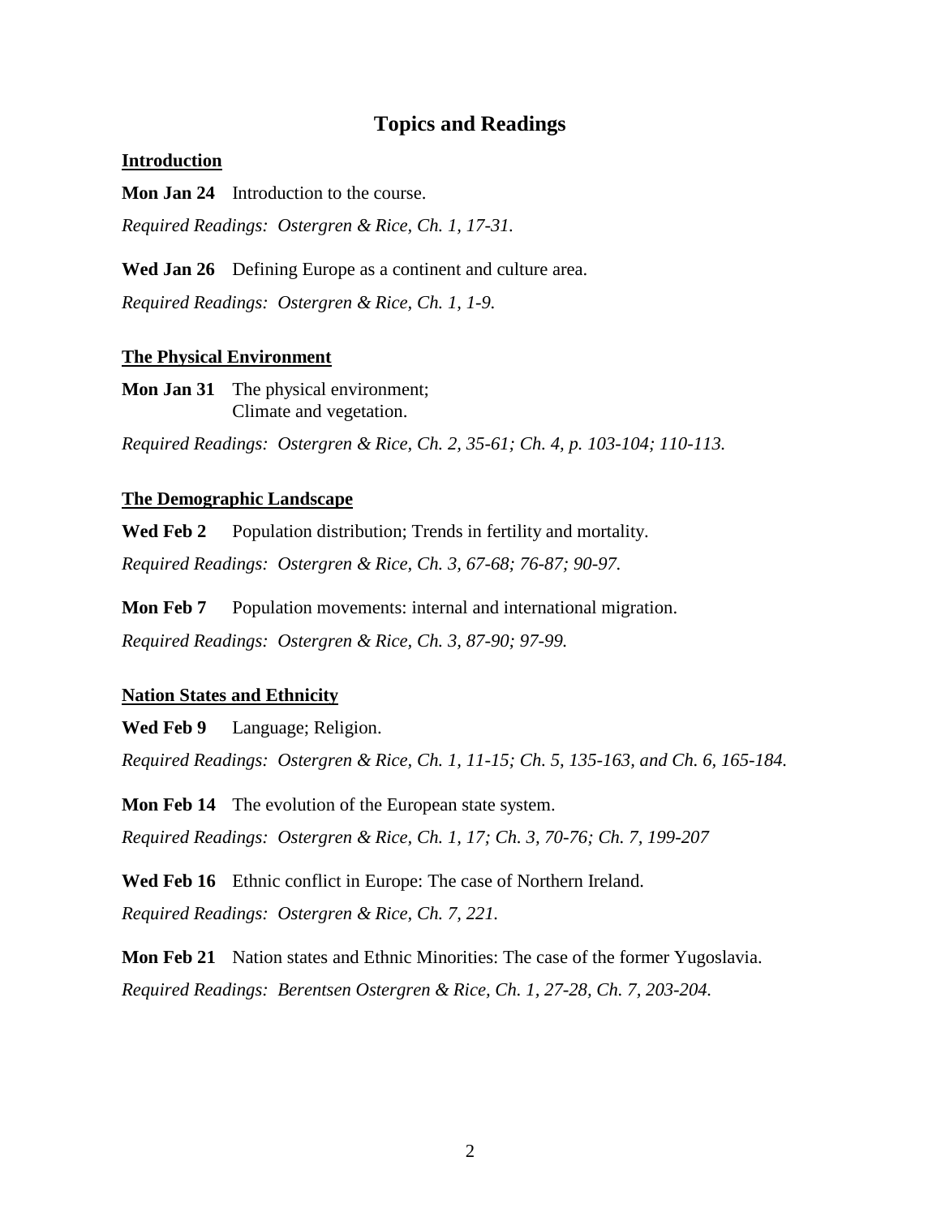# Topics and Readings

## Introduction

**Mon Jan 24** Introduction to the course.

*Required Readings: Ostergren & Rice, Ch. 1, 17-31.*

**Wed Jan 26** Defining Europe as a continent and culture area.

*Required Readings: Ostergren & Rice, Ch. 1, 1-9.*

## The Physical Environment

**Mon Jan 31** The physical environment;
Climate and vegetation.

*Required Readings: Ostergren & Rice, Ch. 2, 35-61; Ch. 4, p. 103-104; 110-113.*

## The Demographic Landscape

**Wed Feb 2** Population distribution; Trends in fertility and mortality.

*Required Readings: Ostergren & Rice, Ch. 3, 67-68; 76-87; 90-97.*

**Mon Feb 7** Population movements: internal and international migration.

*Required Readings: Ostergren & Rice, Ch. 3, 87-90; 97-99.*

## Nation States and Ethnicity

**Wed Feb 9** Language; Religion.

*Required Readings: Ostergren & Rice, Ch. 1, 11-15; Ch. 5, 135-163, and Ch. 6, 165-184.*

**Mon Feb 14** The evolution of the European state system.

*Required Readings: Ostergren & Rice, Ch. 1, 17; Ch. 3, 70-76; Ch. 7, 199-207*

**Wed Feb 16** Ethnic conflict in Europe: The case of Northern Ireland.

*Required Readings: Ostergren & Rice, Ch. 7, 221.*

**Mon Feb 21** Nation states and Ethnic Minorities: The case of the former Yugoslavia.

*Required Readings: Berentsen Ostergren & Rice, Ch. 1, 27-28, Ch. 7, 203-204.*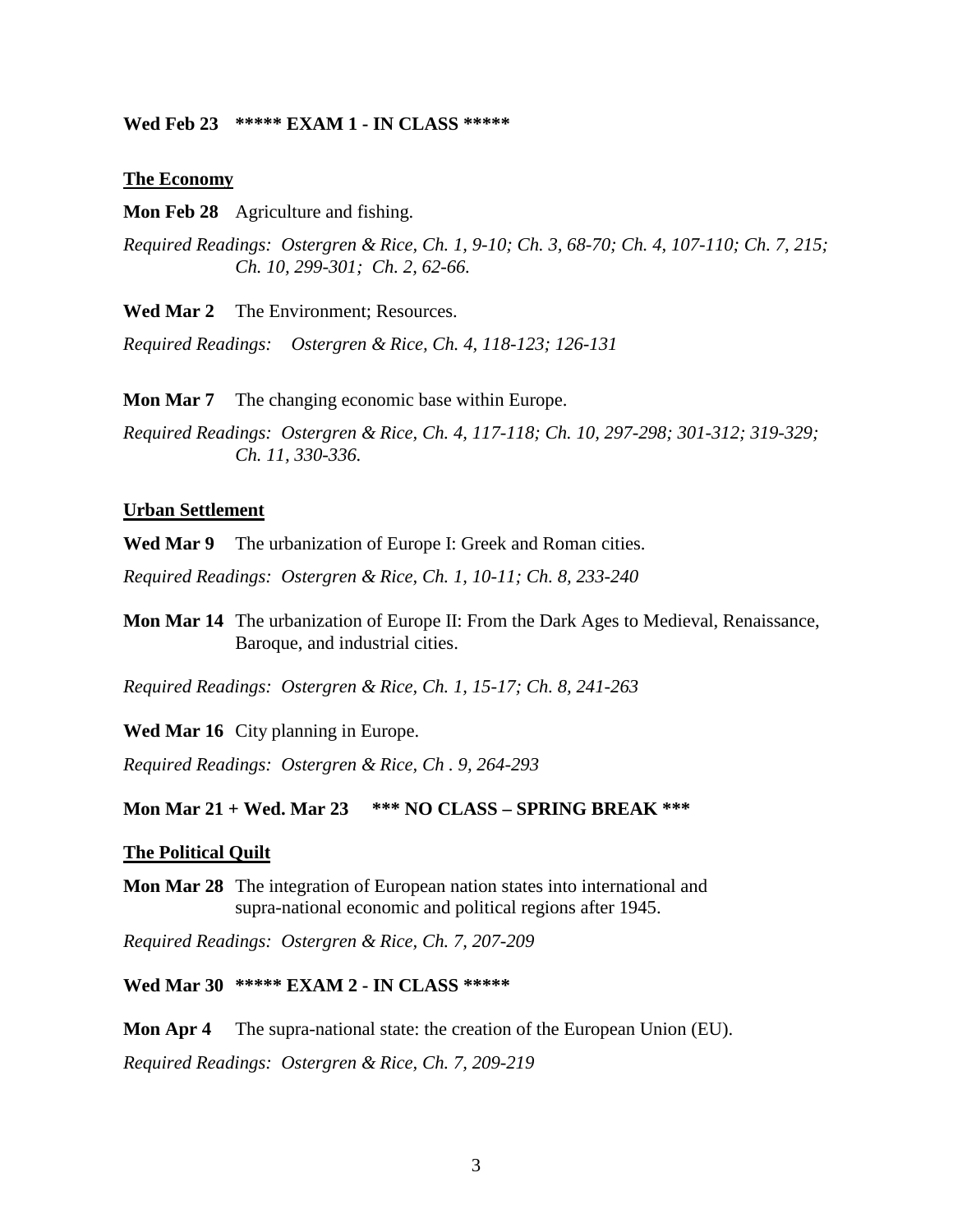**Wed Feb 23 ***** EXAM 1 - IN CLASS *****

**<u>The Economy</u>**

**Mon Feb 28** Agriculture and fishing.

*Required Readings: Ostergren & Rice, Ch. 1, 9-10; Ch. 3, 68-70; Ch. 4, 107-110; Ch. 7, 215; Ch. 10, 299-301; Ch. 2, 62-66.*

**Wed Mar 2** The Environment; Resources.

*Required Readings: Ostergren & Rice, Ch. 4, 118-123; 126-131*

**Mon Mar 7** The changing economic base within Europe.

*Required Readings: Ostergren & Rice, Ch. 4, 117-118; Ch. 10, 297-298; 301-312; 319-329; Ch. 11, 330-336.*

**<u>Urban Settlement</u>**

**Wed Mar 9** The urbanization of Europe I: Greek and Roman cities.

*Required Readings: Ostergren & Rice, Ch. 1, 10-11; Ch. 8, 233-240*

**Mon Mar 14** The urbanization of Europe II: From the Dark Ages to Medieval, Renaissance, Baroque, and industrial cities.

*Required Readings: Ostergren & Rice, Ch. 1, 15-17; Ch. 8, 241-263*

**Wed Mar 16** City planning in Europe.

*Required Readings: Ostergren & Rice, Ch . 9, 264-293*

**Mon Mar 21 + Wed. Mar 23 *** NO CLASS – SPRING BREAK *****

**<u>The Political Quilt</u>**

**Mon Mar 28** The integration of European nation states into international and supra-national economic and political regions after 1945.

*Required Readings: Ostergren & Rice, Ch. 7, 207-209*

**Wed Mar 30 ***** EXAM 2 - IN CLASS *****

**Mon Apr 4** The supra-national state: the creation of the European Union (EU).

*Required Readings: Ostergren & Rice, Ch. 7, 209-219*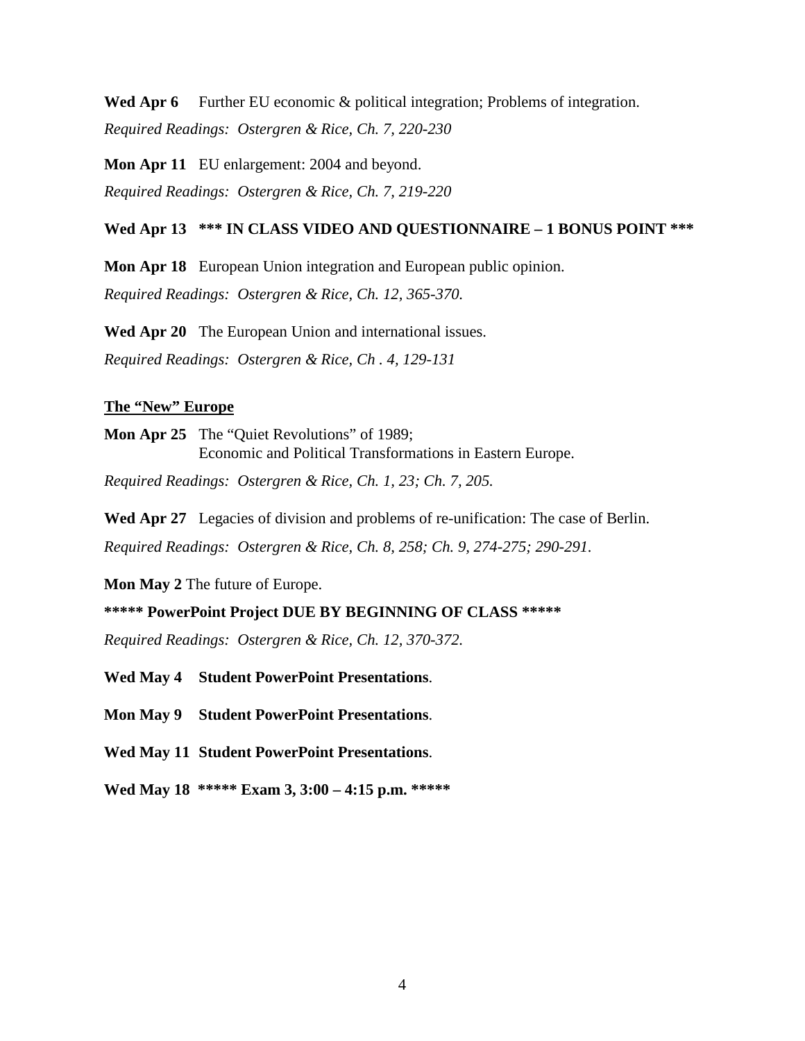**Wed Apr 6** Further EU economic & political integration; Problems of integration.

*Required Readings: Ostergren & Rice, Ch. 7, 220-230*

**Mon Apr 11** EU enlargement: 2004 and beyond.

*Required Readings: Ostergren & Rice, Ch. 7, 219-220*

**Wed Apr 13 *** IN CLASS VIDEO AND QUESTIONNAIRE – 1 BONUS POINT *****

**Mon Apr 18** European Union integration and European public opinion.

*Required Readings: Ostergren & Rice, Ch. 12, 365-370.*

**Wed Apr 20** The European Union and international issues.

*Required Readings: Ostergren & Rice, Ch . 4, 129-131*

**<u>The "New" Europe</u>**

**Mon Apr 25** The "Quiet Revolutions" of 1989;
Economic and Political Transformations in Eastern Europe.

*Required Readings: Ostergren & Rice, Ch. 1, 23; Ch. 7, 205.*

**Wed Apr 27** Legacies of division and problems of re-unification: The case of Berlin.

*Required Readings: Ostergren & Rice, Ch. 8, 258; Ch. 9, 274-275; 290-291.*

**Mon May 2** The future of Europe.

**\*\*\*\*\* PowerPoint Project DUE BY BEGINNING OF CLASS \*\*\*\*\***

*Required Readings: Ostergren & Rice, Ch. 12, 370-372.*

**Wed May 4 Student PowerPoint Presentations**.

**Mon May 9 Student PowerPoint Presentations**.

**Wed May 11 Student PowerPoint Presentations**.

**Wed May 18 \*\*\*\*\* Exam 3, 3:00 – 4:15 p.m. \*\*\*\*\***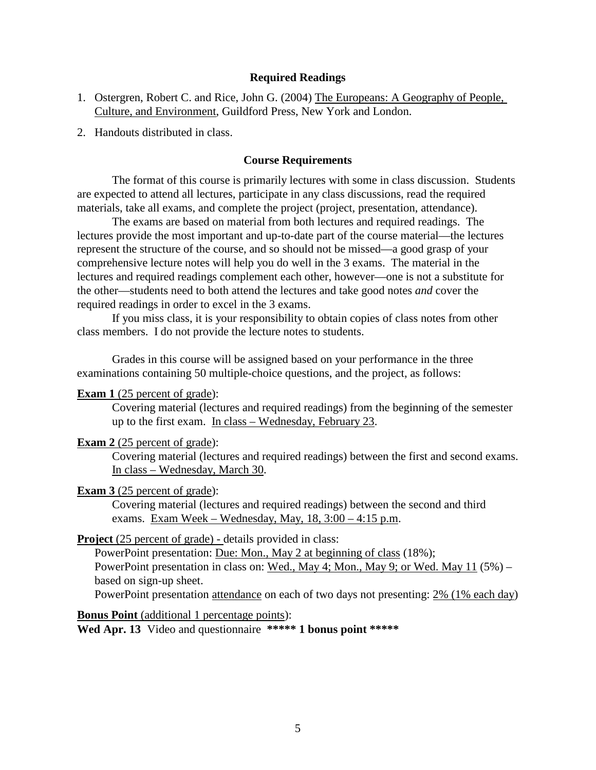### Required Readings

1. Ostergren, Robert C. and Rice, John G. (2004) The Europeans: A Geography of People, Culture, and Environment, Guildford Press, New York and London.
2. Handouts distributed in class.

### Course Requirements

The format of this course is primarily lectures with some in class discussion. Students are expected to attend all lectures, participate in any class discussions, read the required materials, take all exams, and complete the project (project, presentation, attendance).

The exams are based on material from both lectures and required readings. The lectures provide the most important and up-to-date part of the course material—the lectures represent the structure of the course, and so should not be missed—a good grasp of your comprehensive lecture notes will help you do well in the 3 exams. The material in the lectures and required readings complement each other, however—one is not a substitute for the other—students need to both attend the lectures and take good notes *and* cover the required readings in order to excel in the 3 exams.

If you miss class, it is your responsibility to obtain copies of class notes from other class members. I do not provide the lecture notes to students.

Grades in this course will be assigned based on your performance in the three examinations containing 50 multiple-choice questions, and the project, as follows:

**Exam 1** (25 percent of grade):
Covering material (lectures and required readings) from the beginning of the semester up to the first exam. In class – Wednesday, February 23.

**Exam 2** (25 percent of grade):
Covering material (lectures and required readings) between the first and second exams. In class – Wednesday, March 30.

**Exam 3** (25 percent of grade):
Covering material (lectures and required readings) between the second and third exams. Exam Week – Wednesday, May, 18, 3:00 – 4:15 p.m.

**Project** (25 percent of grade) - details provided in class:
PowerPoint presentation: Due: Mon., May 2 at beginning of class (18%);
PowerPoint presentation in class on: Wed., May 4; Mon., May 9; or Wed. May 11 (5%) – based on sign-up sheet.
PowerPoint presentation attendance on each of two days not presenting: 2% (1% each day)

**Bonus Point** (additional 1 percentage points):
**Wed Apr. 13** Video and questionnaire **\*\*\*\*\* 1 bonus point \*\*\*\*\***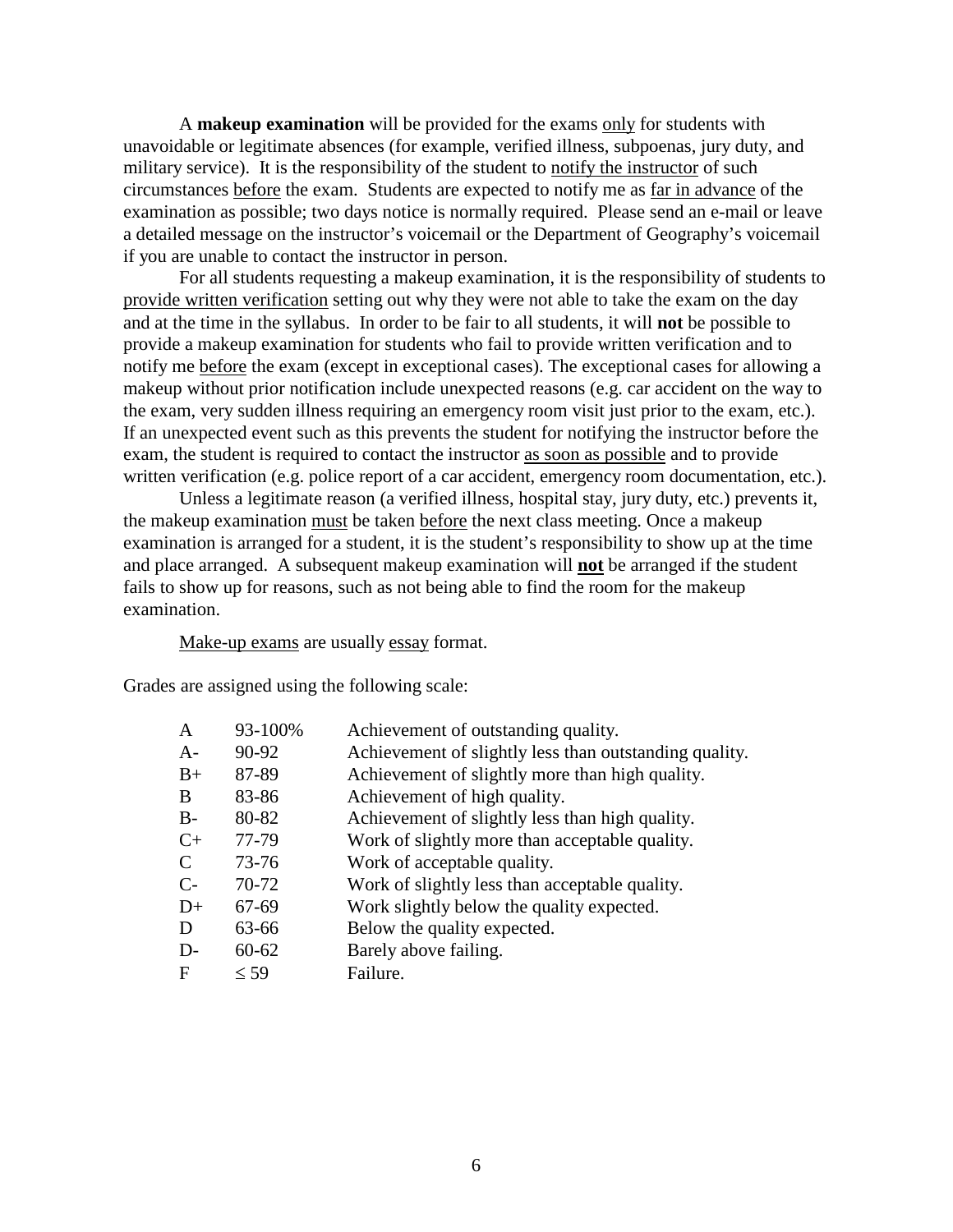A **makeup examination** will be provided for the exams only for students with unavoidable or legitimate absences (for example, verified illness, subpoenas, jury duty, and military service). It is the responsibility of the student to notify the instructor of such circumstances before the exam. Students are expected to notify me as far in advance of the examination as possible; two days notice is normally required. Please send an e-mail or leave a detailed message on the instructor's voicemail or the Department of Geography's voicemail if you are unable to contact the instructor in person.

For all students requesting a makeup examination, it is the responsibility of students to provide written verification setting out why they were not able to take the exam on the day and at the time in the syllabus. In order to be fair to all students, it will **not** be possible to provide a makeup examination for students who fail to provide written verification and to notify me before the exam (except in exceptional cases). The exceptional cases for allowing a makeup without prior notification include unexpected reasons (e.g. car accident on the way to the exam, very sudden illness requiring an emergency room visit just prior to the exam, etc.). If an unexpected event such as this prevents the student for notifying the instructor before the exam, the student is required to contact the instructor as soon as possible and to provide written verification (e.g. police report of a car accident, emergency room documentation, etc.).

Unless a legitimate reason (a verified illness, hospital stay, jury duty, etc.) prevents it, the makeup examination must be taken before the next class meeting. Once a makeup examination is arranged for a student, it is the student's responsibility to show up at the time and place arranged. A subsequent makeup examination will **not** be arranged if the student fails to show up for reasons, such as not being able to find the room for the makeup examination.

Make-up exams are usually essay format.

Grades are assigned using the following scale:

| Grade | Range | Description |
|---|---|---|
| A | 93-100% | Achievement of outstanding quality. |
| A- | 90-92 | Achievement of slightly less than outstanding quality. |
| B+ | 87-89 | Achievement of slightly more than high quality. |
| B | 83-86 | Achievement of high quality. |
| B- | 80-82 | Achievement of slightly less than high quality. |
| C+ | 77-79 | Work of slightly more than acceptable quality. |
| C | 73-76 | Work of acceptable quality. |
| C- | 70-72 | Work of slightly less than acceptable quality. |
| D+ | 67-69 | Work slightly below the quality expected. |
| D | 63-66 | Below the quality expected. |
| D- | 60-62 | Barely above failing. |
| F | $\leq 59$ | Failure. |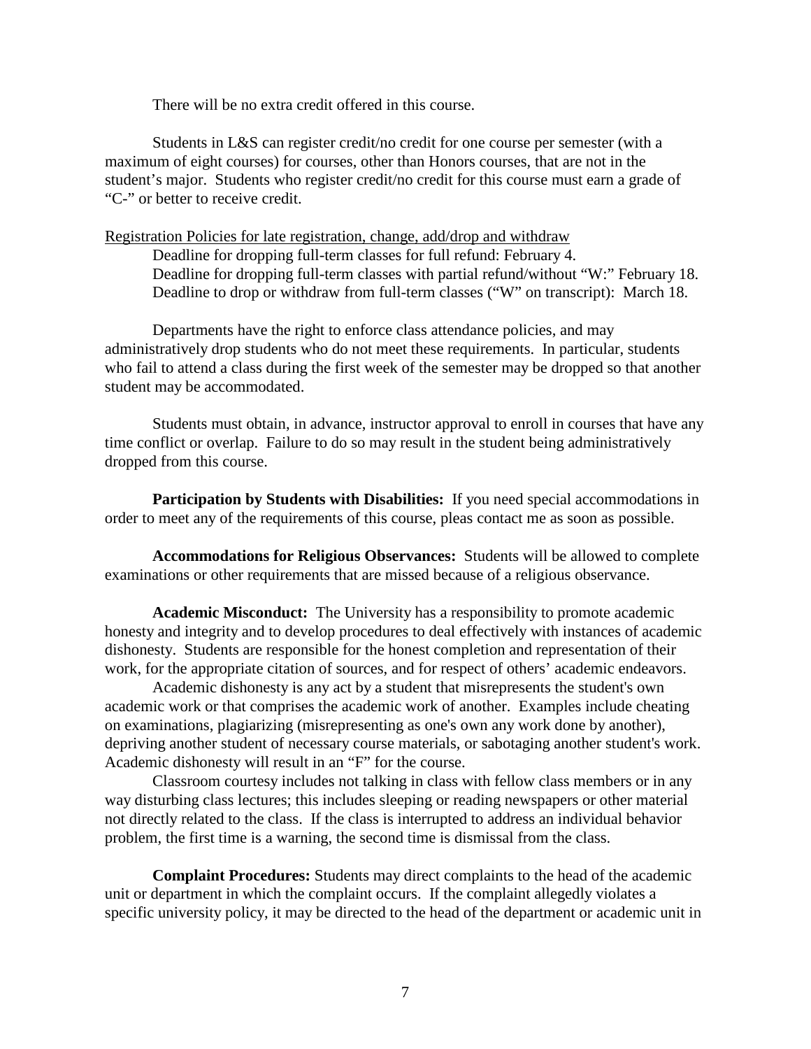There will be no extra credit offered in this course.

Students in L&S can register credit/no credit for one course per semester (with a maximum of eight courses) for courses, other than Honors courses, that are not in the student's major. Students who register credit/no credit for this course must earn a grade of "C-" or better to receive credit.

<u>Registration Policies for late registration, change, add/drop and withdraw</u>

Deadline for dropping full-term classes for full refund: February 4.
Deadline for dropping full-term classes with partial refund/without "W:" February 18.
Deadline to drop or withdraw from full-term classes ("W" on transcript): March 18.

Departments have the right to enforce class attendance policies, and may administratively drop students who do not meet these requirements. In particular, students who fail to attend a class during the first week of the semester may be dropped so that another student may be accommodated.

Students must obtain, in advance, instructor approval to enroll in courses that have any time conflict or overlap. Failure to do so may result in the student being administratively dropped from this course.

**Participation by Students with Disabilities:** If you need special accommodations in order to meet any of the requirements of this course, pleas contact me as soon as possible.

**Accommodations for Religious Observances:** Students will be allowed to complete examinations or other requirements that are missed because of a religious observance.

**Academic Misconduct:** The University has a responsibility to promote academic honesty and integrity and to develop procedures to deal effectively with instances of academic dishonesty. Students are responsible for the honest completion and representation of their work, for the appropriate citation of sources, and for respect of others' academic endeavors.

Academic dishonesty is any act by a student that misrepresents the student's own academic work or that comprises the academic work of another. Examples include cheating on examinations, plagiarizing (misrepresenting as one's own any work done by another), depriving another student of necessary course materials, or sabotaging another student's work. Academic dishonesty will result in an "F" for the course.

Classroom courtesy includes not talking in class with fellow class members or in any way disturbing class lectures; this includes sleeping or reading newspapers or other material not directly related to the class. If the class is interrupted to address an individual behavior problem, the first time is a warning, the second time is dismissal from the class.

**Complaint Procedures:** Students may direct complaints to the head of the academic unit or department in which the complaint occurs. If the complaint allegedly violates a specific university policy, it may be directed to the head of the department or academic unit in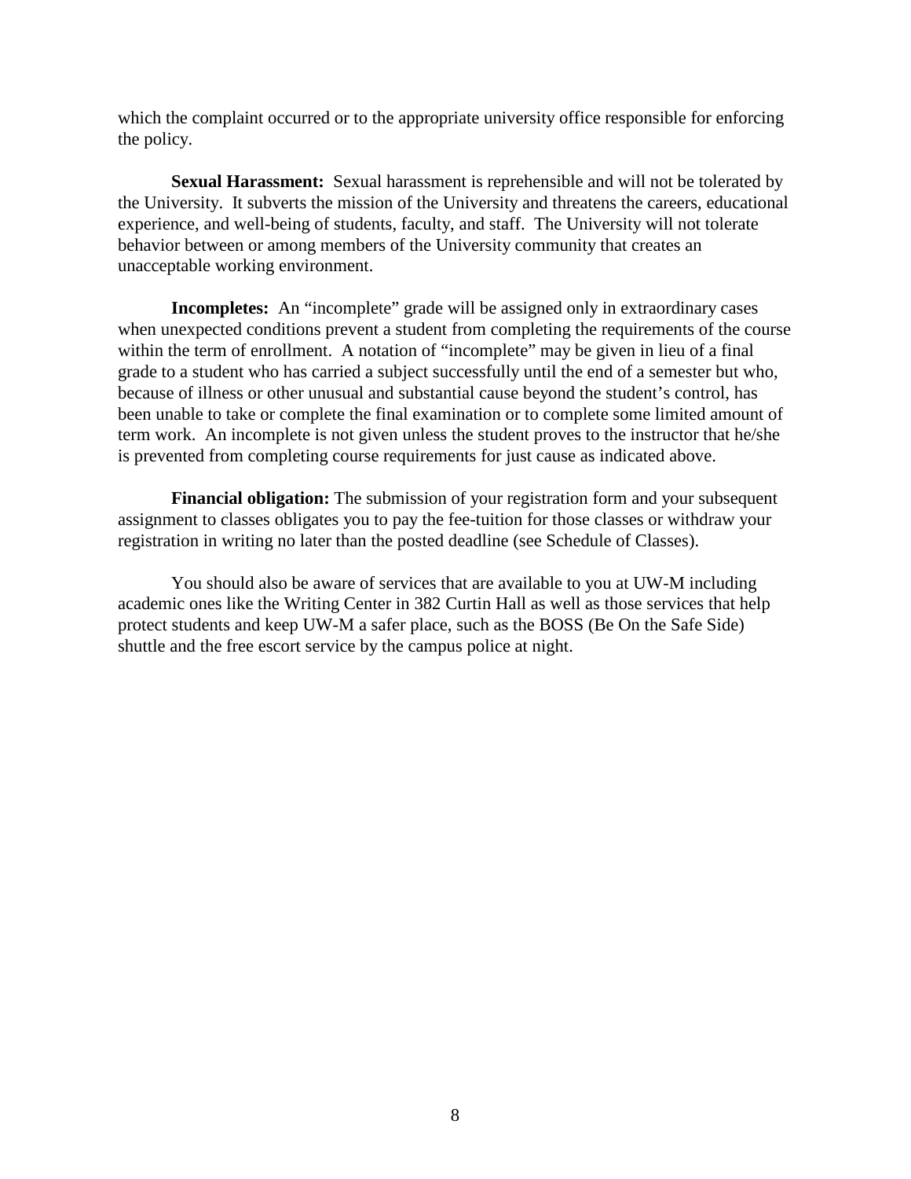which the complaint occurred or to the appropriate university office responsible for enforcing the policy.

**Sexual Harassment:** Sexual harassment is reprehensible and will not be tolerated by the University. It subverts the mission of the University and threatens the careers, educational experience, and well-being of students, faculty, and staff. The University will not tolerate behavior between or among members of the University community that creates an unacceptable working environment.

**Incompletes:** An "incomplete" grade will be assigned only in extraordinary cases when unexpected conditions prevent a student from completing the requirements of the course within the term of enrollment. A notation of "incomplete" may be given in lieu of a final grade to a student who has carried a subject successfully until the end of a semester but who, because of illness or other unusual and substantial cause beyond the student's control, has been unable to take or complete the final examination or to complete some limited amount of term work. An incomplete is not given unless the student proves to the instructor that he/she is prevented from completing course requirements for just cause as indicated above.

**Financial obligation:** The submission of your registration form and your subsequent assignment to classes obligates you to pay the fee-tuition for those classes or withdraw your registration in writing no later than the posted deadline (see Schedule of Classes).

You should also be aware of services that are available to you at UW-M including academic ones like the Writing Center in 382 Curtin Hall as well as those services that help protect students and keep UW-M a safer place, such as the BOSS (Be On the Safe Side) shuttle and the free escort service by the campus police at night.